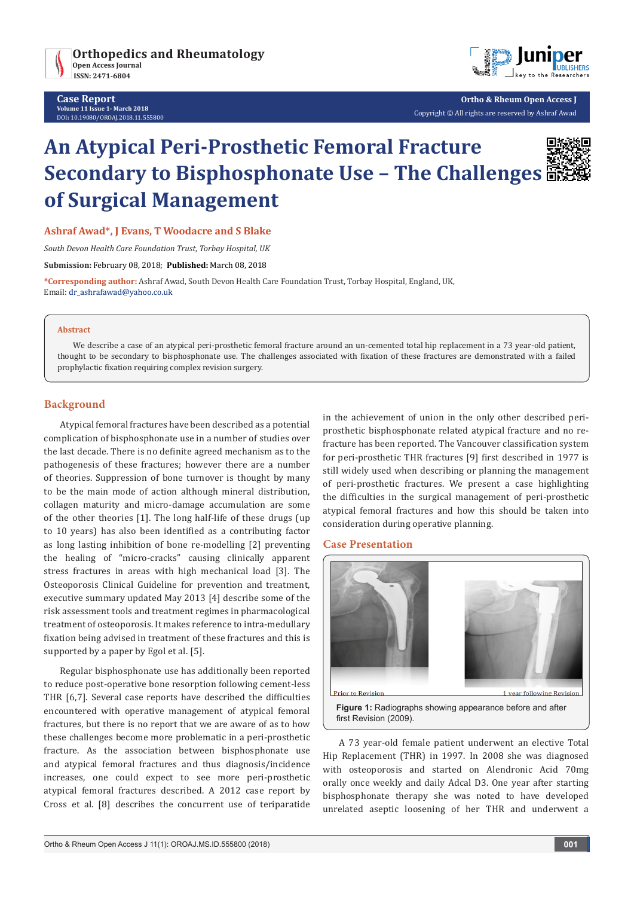# An Atypical Peri-Prosthetic Femoral Fracture Secondary to Bisphosphonate Use – The Challenges of Surgical Management

**Ashraf Awad*, J Evans, T Woodacre and S Blake**

*South Devon Health Care Foundation Trust, Torbay Hospital, UK*

**Submission:** February 08, 2018; **Published:** March 08, 2018

***Corresponding author:** Ashraf Awad, South Devon Health Care Foundation Trust, Torbay Hospital, England, UK, Email: dr_ashrafawad@yahoo.co.uk

**Abstract**

We describe a case of an atypical peri-prosthetic femoral fracture around an un-cemented total hip replacement in a 73 year-old patient, thought to be secondary to bisphosphonate use. The challenges associated with fixation of these fractures are demonstrated with a failed prophylactic fixation requiring complex revision surgery.

## Background

Atypical femoral fractures have been described as a potential complication of bisphosphonate use in a number of studies over the last decade. There is no definite agreed mechanism as to the pathogenesis of these fractures; however there are a number of theories. Suppression of bone turnover is thought by many to be the main mode of action although mineral distribution, collagen maturity and micro-damage accumulation are some of the other theories [1]. The long half-life of these drugs (up to 10 years) has also been identified as a contributing factor as long lasting inhibition of bone re-modelling [2] preventing the healing of "micro-cracks" causing clinically apparent stress fractures in areas with high mechanical load [3]. The Osteoporosis Clinical Guideline for prevention and treatment, executive summary updated May 2013 [4] describe some of the risk assessment tools and treatment regimes in pharmacological treatment of osteoporosis. It makes reference to intra-medullary fixation being advised in treatment of these fractures and this is supported by a paper by Egol et al. [5].

Regular bisphosphonate use has additionally been reported to reduce post-operative bone resorption following cement-less THR [6,7]. Several case reports have described the difficulties encountered with operative management of atypical femoral fractures, but there is no report that we are aware of as to how these challenges become more problematic in a peri-prosthetic fracture. As the association between bisphosphonate use and atypical femoral fractures and thus diagnosis/incidence increases, one could expect to see more peri-prosthetic atypical femoral fractures described. A 2012 case report by Cross et al. [8] describes the concurrent use of teriparatide in the achievement of union in the only other described peri-prosthetic bisphosphonate related atypical fracture and no re-fracture has been reported. The Vancouver classification system for peri-prosthetic THR fractures [9] first described in 1977 is still widely used when describing or planning the management of peri-prosthetic fractures. We present a case highlighting the difficulties in the surgical management of peri-prosthetic atypical femoral fractures and how this should be taken into consideration during operative planning.

## Case Presentation

Prior to Revision — 1 year following Revision

**Figure 1:** Radiographs showing appearance before and after first Revision (2009).

A 73 year-old female patient underwent an elective Total Hip Replacement (THR) in 1997. In 2008 she was diagnosed with osteoporosis and started on Alendronic Acid 70mg orally once weekly and daily Adcal D3. One year after starting bisphosphonate therapy she was noted to have developed unrelated aseptic loosening of her THR and underwent a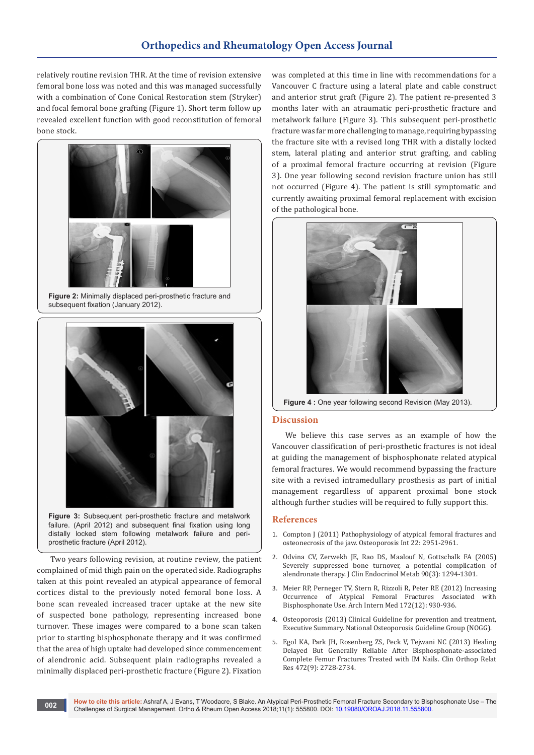relatively routine revision THR. At the time of revision extensive femoral bone loss was noted and this was managed successfully with a combination of Cone Conical Restoration stem (Stryker) and focal femoral bone grafting (Figure 1). Short term follow up revealed excellent function with good reconstitution of femoral bone stock.

**Figure 2:** Minimally displaced peri-prosthetic fracture and subsequent fixation (January 2012).

**Figure 3:** Subsequent peri-prosthetic fracture and metalwork failure. (April 2012) and subsequent final fixation using long distally locked stem following metalwork failure and peri-prosthetic fracture (April 2012).

Two years following revision, at routine review, the patient complained of mid thigh pain on the operated side. Radiographs taken at this point revealed an atypical appearance of femoral cortices distal to the previously noted femoral bone loss. A bone scan revealed increased tracer uptake at the new site of suspected bone pathology, representing increased bone turnover. These images were compared to a bone scan taken prior to starting bisphosphonate therapy and it was confirmed that the area of high uptake had developed since commencement of alendronic acid. Subsequent plain radiographs revealed a minimally displaced peri-prosthetic fracture (Figure 2). Fixation was completed at this time in line with recommendations for a Vancouver C fracture using a lateral plate and cable construct and anterior strut graft (Figure 2). The patient re-presented 3 months later with an atraumatic peri-prosthetic fracture and metalwork failure (Figure 3). This subsequent peri-prosthetic fracture was far more challenging to manage, requiring bypassing the fracture site with a revised long THR with a distally locked stem, lateral plating and anterior strut grafting, and cabling of a proximal femoral fracture occurring at revision (Figure 3). One year following second revision fracture union has still not occurred (Figure 4). The patient is still symptomatic and currently awaiting proximal femoral replacement with excision of the pathological bone.

**Figure 4 :** One year following second Revision (May 2013).

## Discussion

We believe this case serves as an example of how the Vancouver classification of peri-prosthetic fractures is not ideal at guiding the management of bisphosphonate related atypical femoral fractures. We would recommend bypassing the fracture site with a revised intramedullary prosthesis as part of initial management regardless of apparent proximal bone stock although further studies will be required to fully support this.

## References

1. Compton J (2011) Pathophysiology of atypical femoral fractures and osteonecrosis of the jaw. Osteoporosis Int 22: 2951-2961.
2. Odvina CV, Zerwekh JE, Rao DS, Maalouf N, Gottschalk FA (2005) Severely suppressed bone turnover, a potential complication of alendronate therapy. J Clin Endocrinol Metab 90(3): 1294-1301.
3. Meier RP, Perneger TV, Stern R, Rizzoli R, Peter RE (2012) Increasing Occurrence of Atypical Femoral Fractures Associated with Bisphosphonate Use. Arch Intern Med 172(12): 930-936.
4. Osteoporosis (2013) Clinical Guideline for prevention and treatment, Executive Summary. National Osteoporosis Guideline Group (NOGG).
5. Egol KA, Park JH, Rosenberg ZS, Peck V, Tejwani NC (2013) Healing Delayed But Generally Reliable After Bisphosphonate-associated Complete Femur Fractures Treated with IM Nails. Clin Orthop Relat Res 472(9): 2728-2734.

**How to cite this article:** Ashraf A, J Evans, T Woodacre, S Blake. An Atypical Peri-Prosthetic Femoral Fracture Secondary to Bisphosphonate Use – The Challenges of Surgical Management. Ortho & Rheum Open Access 2018;11(1): 555800. DOI: 10.19080/OROAJ.2018.11.555800.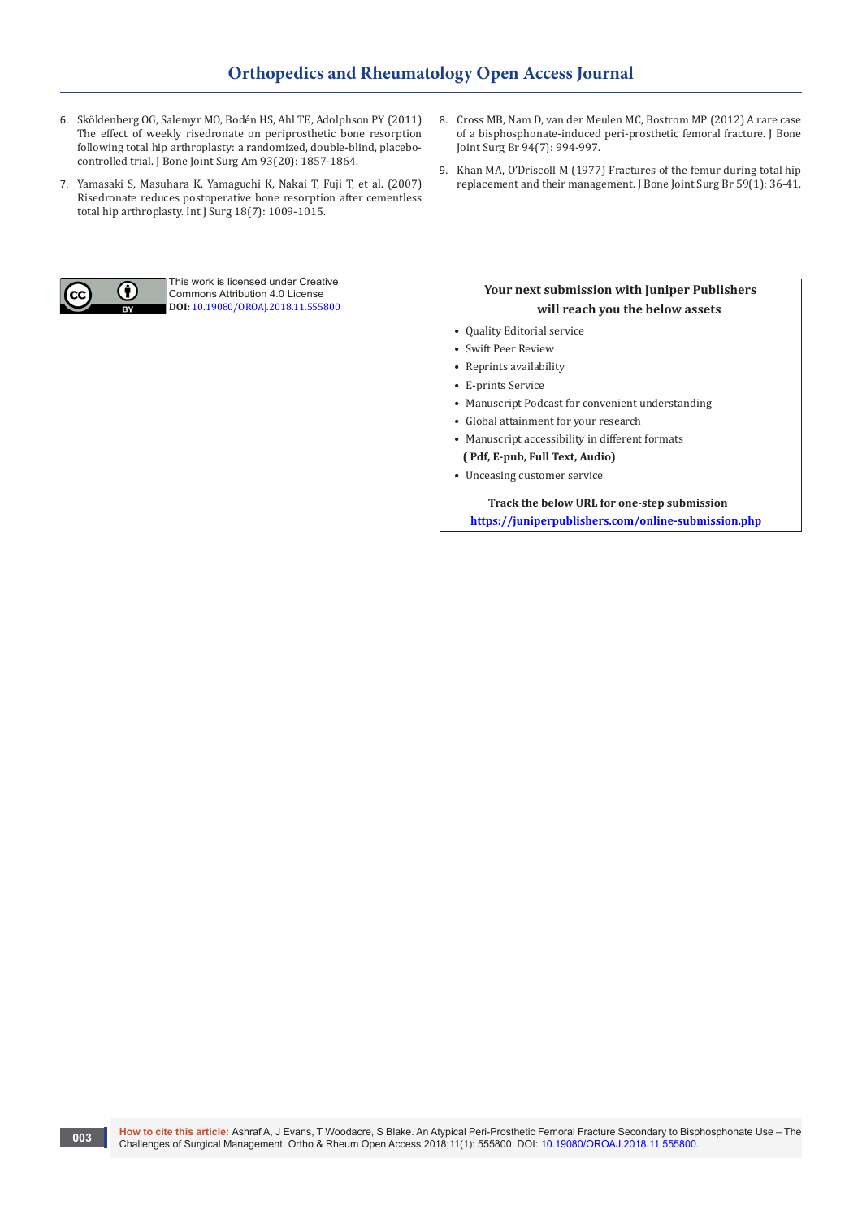6. Sköldenberg OG, Salemyr MO, Bodén HS, Ahl TE, Adolphson PY (2011) The effect of weekly risedronate on periprosthetic bone resorption following total hip arthroplasty: a randomized, double-blind, placebo-controlled trial. J Bone Joint Surg Am 93(20): 1857-1864.
7. Yamasaki S, Masuhara K, Yamaguchi K, Nakai T, Fuji T, et al. (2007) Risedronate reduces postoperative bone resorption after cementless total hip arthroplasty. Int J Surg 18(7): 1009-1015.
8. Cross MB, Nam D, van der Meulen MC, Bostrom MP (2012) A rare case of a bisphosphonate-induced peri-prosthetic femoral fracture. J Bone Joint Surg Br 94(7): 994-997.
9. Khan MA, O'Driscoll M (1977) Fractures of the femur during total hip replacement and their management. J Bone Joint Surg Br 59(1): 36-41.

This work is licensed under Creative Commons Attribution 4.0 License
**DOI:** 10.19080/OROAJ.2018.11.555800

**Your next submission with Juniper Publishers will reach you the below assets**

- Quality Editorial service
- Swift Peer Review
- Reprints availability
- E-prints Service
- Manuscript Podcast for convenient understanding
- Global attainment for your research
- Manuscript accessibility in different formats
  **( Pdf, E-pub, Full Text, Audio)**
- Unceasing customer service

**Track the below URL for one-step submission**
**https://juniperpublishers.com/online-submission.php**

**How to cite this article:** Ashraf A, J Evans, T Woodacre, S Blake. An Atypical Peri-Prosthetic Femoral Fracture Secondary to Bisphosphonate Use – The Challenges of Surgical Management. Ortho & Rheum Open Access 2018;11(1): 555800. DOI: 10.19080/OROAJ.2018.11.555800.